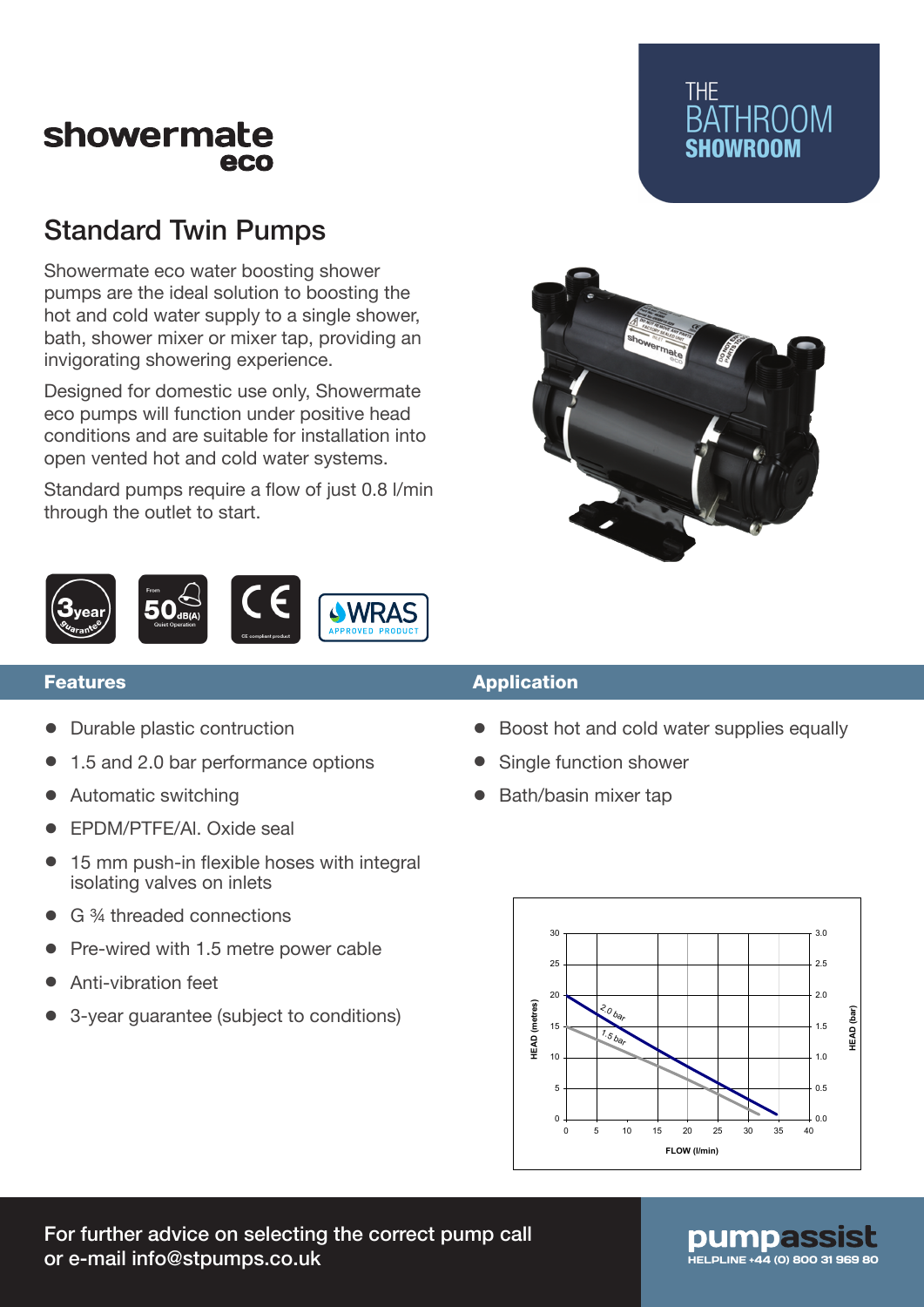showermate eco

THE BATHROOM SHOWROOM

# Standard Twin Pumps

Showermate eco water boosting shower pumps are the ideal solution to boosting the hot and cold water supply to a single shower, bath, shower mixer or mixer tap, providing an invigorating showering experience.

Designed for domestic use only, Showermate eco pumps will function under positive head conditions and are suitable for installation into open vented hot and cold water systems.

Standard pumps require a flow of just 0.8 l/min through the outlet to start.

3 year guarantee | From 50 dB(A) Quiet Operation | CE compliant product | WRAS APPROVED PRODUCT

## Features

- Durable plastic contruction
- 1.5 and 2.0 bar performance options
- Automatic switching
- EPDM/PTFE/Al. Oxide seal
- 15 mm push-in flexible hoses with integral isolating valves on inlets
- G ¾ threaded connections
- Pre-wired with 1.5 metre power cable
- Anti-vibration feet
- 3-year guarantee (subject to conditions)

## Application

- Boost hot and cold water supplies equally
- Single function shower
- Bath/basin mixer tap

HEAD (metres) | HEAD (bar) | FLOW (l/min) | 2.0 bar | 1.5 bar

For further advice on selecting the correct pump call or e-mail info@stpumps.co.uk

pumpassist HELPLINE +44 (0) 800 31 969 80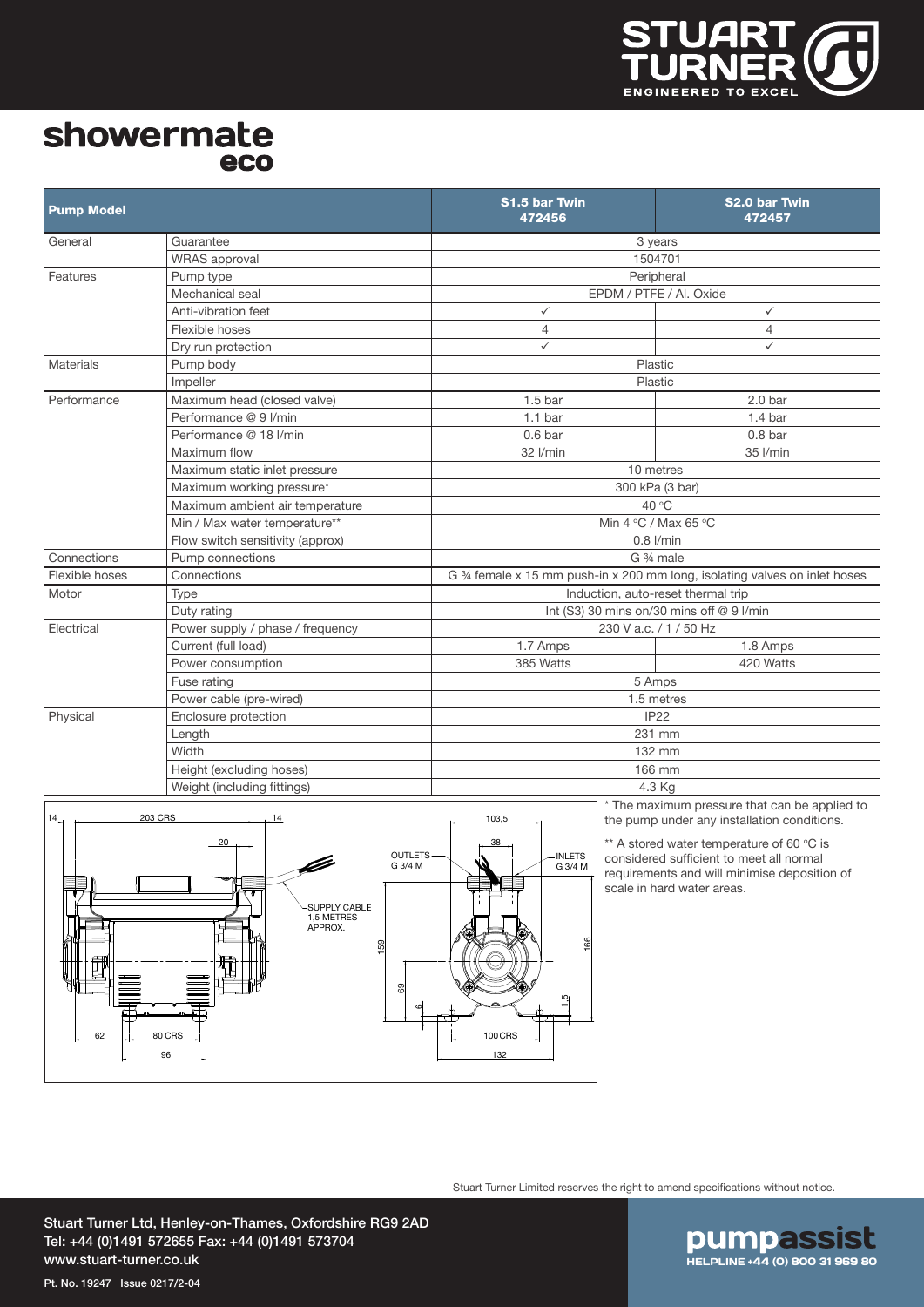# showermate eco

| Pump Model | | S1.5 bar Twin 472456 | S2.0 bar Twin 472457 |
|---|---|---|---|
| General | Guarantee | 3 years | |
| | WRAS approval | 1504701 | |
| Features | Pump type | Peripheral | |
| | Mechanical seal | EPDM / PTFE / Al. Oxide | |
| | Anti-vibration feet | ✓ | ✓ |
| | Flexible hoses | 4 | 4 |
| | Dry run protection | ✓ | ✓ |
| Materials | Pump body | Plastic | |
| | Impeller | Plastic | |
| Performance | Maximum head (closed valve) | 1.5 bar | 2.0 bar |
| | Performance @ 9 l/min | 1.1 bar | 1.4 bar |
| | Performance @ 18 l/min | 0.6 bar | 0.8 bar |
| | Maximum flow | 32 l/min | 35 l/min |
| | Maximum static inlet pressure | 10 metres | |
| | Maximum working pressure* | 300 kPa (3 bar) | |
| | Maximum ambient air temperature | 40 °C | |
| | Min / Max water temperature** | Min 4 °C / Max 65 °C | |
| | Flow switch sensitivity (approx) | 0.8 l/min | |
| Connections | Pump connections | G ¾ male | |
| Flexible hoses | Connections | G ¾ female x 15 mm push-in x 200 mm long, isolating valves on inlet hoses | |
| Motor | Type | Induction, auto-reset thermal trip | |
| | Duty rating | Int (S3) 30 mins on/30 mins off @ 9 l/min | |
| Electrical | Power supply / phase / frequency | 230 V a.c. / 1 / 50 Hz | |
| | Current (full load) | 1.7 Amps | 1.8 Amps |
| | Power consumption | 385 Watts | 420 Watts |
| | Fuse rating | 5 Amps | |
| | Power cable (pre-wired) | 1.5 metres | |
| Physical | Enclosure protection | IP22 | |
| | Length | 231 mm | |
| | Width | 132 mm | |
| | Height (excluding hoses) | 166 mm | |
| | Weight (including fittings) | 4.3 Kg | |

14
203 CRS
14
20
SUPPLY CABLE 1,5 METRES APPROX.
62
80 CRS
96
OUTLETS G 3/4 M
INLETS G 3/4 M
103,5
38
159
69
6
166
1,5
100 CRS
132

\* The maximum pressure that can be applied to the pump under any installation conditions.

\*\* A stored water temperature of 60 °C is considered sufficient to meet all normal requirements and will minimise deposition of scale in hard water areas.

Stuart Turner Limited reserves the right to amend specifications without notice.

Stuart Turner Ltd, Henley-on-Thames, Oxfordshire RG9 2AD
Tel: +44 (0)1491 572655 Fax: +44 (0)1491 573704
www.stuart-turner.co.uk

Pt. No. 19247 Issue 0217/2-04

pumpassist
HELPLINE +44 (0) 800 31 969 80